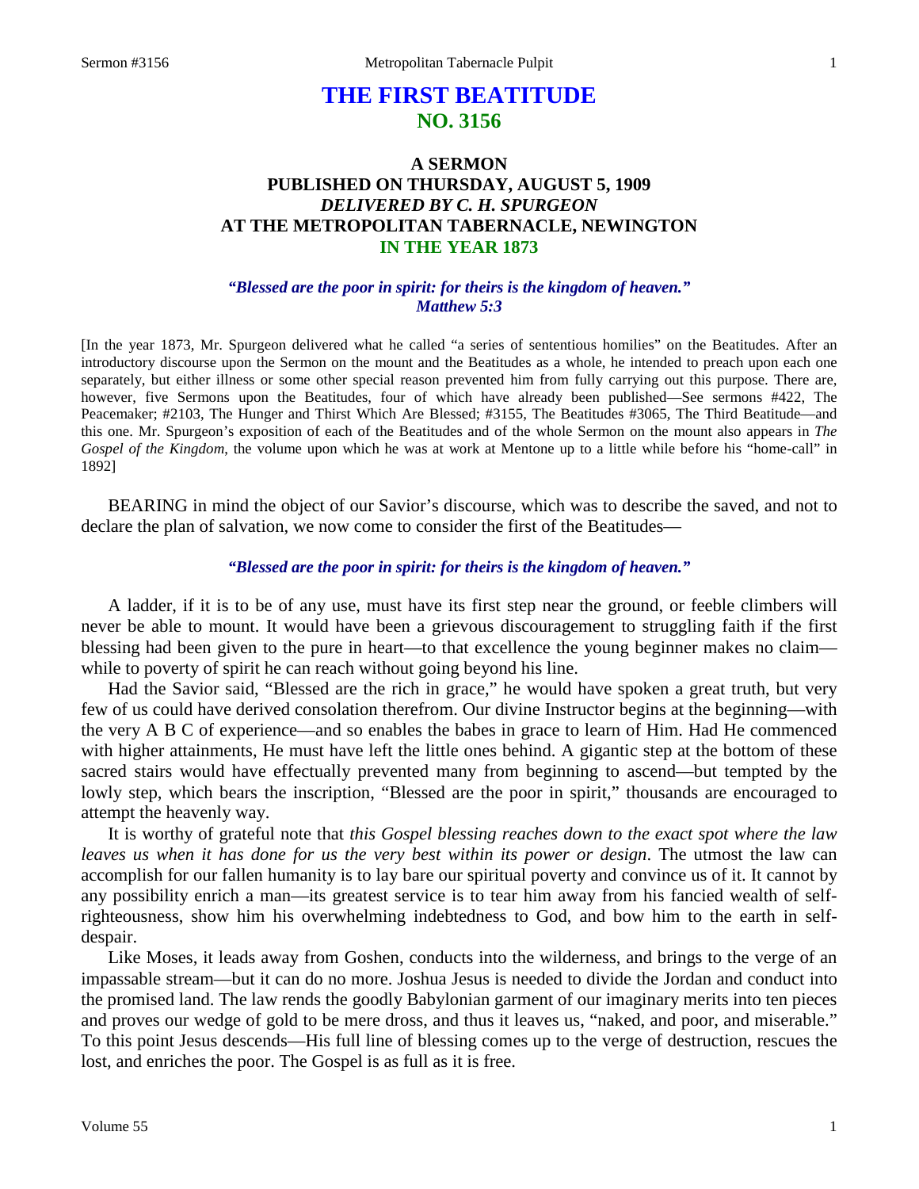# THE FIRST BEATITUDE
## NO. 3156

### A SERMON
### PUBLISHED ON THURSDAY, AUGUST 5, 1909
### *DELIVERED BY C. H. SPURGEON*
### AT THE METROPOLITAN TABERNACLE, NEWINGTON
### IN THE YEAR 1873

***"Blessed are the poor in spirit: for theirs is the kingdom of heaven." Matthew 5:3***

[In the year 1873, Mr. Spurgeon delivered what he called "a series of sententious homilies" on the Beatitudes. After an introductory discourse upon the Sermon on the mount and the Beatitudes as a whole, he intended to preach upon each one separately, but either illness or some other special reason prevented him from fully carrying out this purpose. There are, however, five Sermons upon the Beatitudes, four of which have already been published—See sermons #422, The Peacemaker; #2103, The Hunger and Thirst Which Are Blessed; #3155, The Beatitudes #3065, The Third Beatitude—and this one. Mr. Spurgeon's exposition of each of the Beatitudes and of the whole Sermon on the mount also appears in *The Gospel of the Kingdom*, the volume upon which he was at work at Mentone up to a little while before his "home-call" in 1892]

BEARING in mind the object of our Savior's discourse, which was to describe the saved, and not to declare the plan of salvation, we now come to consider the first of the Beatitudes—

***"Blessed are the poor in spirit: for theirs is the kingdom of heaven."***

A ladder, if it is to be of any use, must have its first step near the ground, or feeble climbers will never be able to mount. It would have been a grievous discouragement to struggling faith if the first blessing had been given to the pure in heart—to that excellence the young beginner makes no claim—while to poverty of spirit he can reach without going beyond his line.

Had the Savior said, "Blessed are the rich in grace," he would have spoken a great truth, but very few of us could have derived consolation therefrom. Our divine Instructor begins at the beginning—with the very A B C of experience—and so enables the babes in grace to learn of Him. Had He commenced with higher attainments, He must have left the little ones behind. A gigantic step at the bottom of these sacred stairs would have effectually prevented many from beginning to ascend—but tempted by the lowly step, which bears the inscription, "Blessed are the poor in spirit," thousands are encouraged to attempt the heavenly way.

It is worthy of grateful note that *this Gospel blessing reaches down to the exact spot where the law leaves us when it has done for us the very best within its power or design*. The utmost the law can accomplish for our fallen humanity is to lay bare our spiritual poverty and convince us of it. It cannot by any possibility enrich a man—its greatest service is to tear him away from his fancied wealth of self-righteousness, show him his overwhelming indebtedness to God, and bow him to the earth in self-despair.

Like Moses, it leads away from Goshen, conducts into the wilderness, and brings to the verge of an impassable stream—but it can do no more. Joshua Jesus is needed to divide the Jordan and conduct into the promised land. The law rends the goodly Babylonian garment of our imaginary merits into ten pieces and proves our wedge of gold to be mere dross, and thus it leaves us, "naked, and poor, and miserable." To this point Jesus descends—His full line of blessing comes up to the verge of destruction, rescues the lost, and enriches the poor. The Gospel is as full as it is free.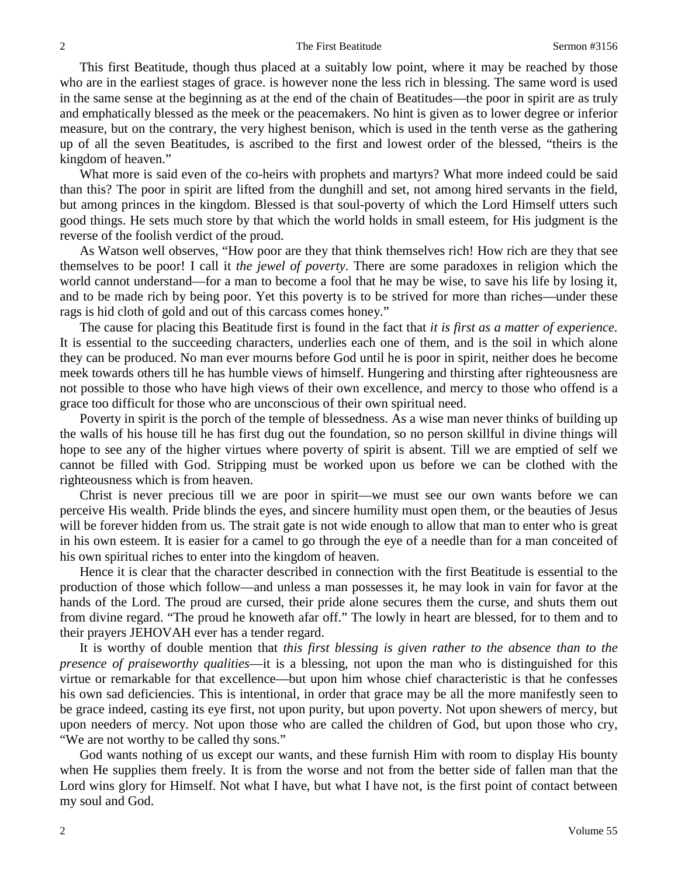This first Beatitude, though thus placed at a suitably low point, where it may be reached by those who are in the earliest stages of grace. is however none the less rich in blessing. The same word is used in the same sense at the beginning as at the end of the chain of Beatitudes—the poor in spirit are as truly and emphatically blessed as the meek or the peacemakers. No hint is given as to lower degree or inferior measure, but on the contrary, the very highest benison, which is used in the tenth verse as the gathering up of all the seven Beatitudes, is ascribed to the first and lowest order of the blessed, "theirs is the kingdom of heaven."

What more is said even of the co-heirs with prophets and martyrs? What more indeed could be said than this? The poor in spirit are lifted from the dunghill and set, not among hired servants in the field, but among princes in the kingdom. Blessed is that soul-poverty of which the Lord Himself utters such good things. He sets much store by that which the world holds in small esteem, for His judgment is the reverse of the foolish verdict of the proud.

As Watson well observes, "How poor are they that think themselves rich! How rich are they that see themselves to be poor! I call it *the jewel of poverty*. There are some paradoxes in religion which the world cannot understand—for a man to become a fool that he may be wise, to save his life by losing it, and to be made rich by being poor. Yet this poverty is to be strived for more than riches—under these rags is hid cloth of gold and out of this carcass comes honey."

The cause for placing this Beatitude first is found in the fact that *it is first as a matter of experience*. It is essential to the succeeding characters, underlies each one of them, and is the soil in which alone they can be produced. No man ever mourns before God until he is poor in spirit, neither does he become meek towards others till he has humble views of himself. Hungering and thirsting after righteousness are not possible to those who have high views of their own excellence, and mercy to those who offend is a grace too difficult for those who are unconscious of their own spiritual need.

Poverty in spirit is the porch of the temple of blessedness. As a wise man never thinks of building up the walls of his house till he has first dug out the foundation, so no person skillful in divine things will hope to see any of the higher virtues where poverty of spirit is absent. Till we are emptied of self we cannot be filled with God. Stripping must be worked upon us before we can be clothed with the righteousness which is from heaven.

Christ is never precious till we are poor in spirit—we must see our own wants before we can perceive His wealth. Pride blinds the eyes, and sincere humility must open them, or the beauties of Jesus will be forever hidden from us. The strait gate is not wide enough to allow that man to enter who is great in his own esteem. It is easier for a camel to go through the eye of a needle than for a man conceited of his own spiritual riches to enter into the kingdom of heaven.

Hence it is clear that the character described in connection with the first Beatitude is essential to the production of those which follow—and unless a man possesses it, he may look in vain for favor at the hands of the Lord. The proud are cursed, their pride alone secures them the curse, and shuts them out from divine regard. "The proud he knoweth afar off." The lowly in heart are blessed, for to them and to their prayers JEHOVAH ever has a tender regard.

It is worthy of double mention that *this first blessing is given rather to the absence than to the presence of praiseworthy qualities*—it is a blessing, not upon the man who is distinguished for this virtue or remarkable for that excellence—but upon him whose chief characteristic is that he confesses his own sad deficiencies. This is intentional, in order that grace may be all the more manifestly seen to be grace indeed, casting its eye first, not upon purity, but upon poverty. Not upon shewers of mercy, but upon needers of mercy. Not upon those who are called the children of God, but upon those who cry, "We are not worthy to be called thy sons."

God wants nothing of us except our wants, and these furnish Him with room to display His bounty when He supplies them freely. It is from the worse and not from the better side of fallen man that the Lord wins glory for Himself. Not what I have, but what I have not, is the first point of contact between my soul and God.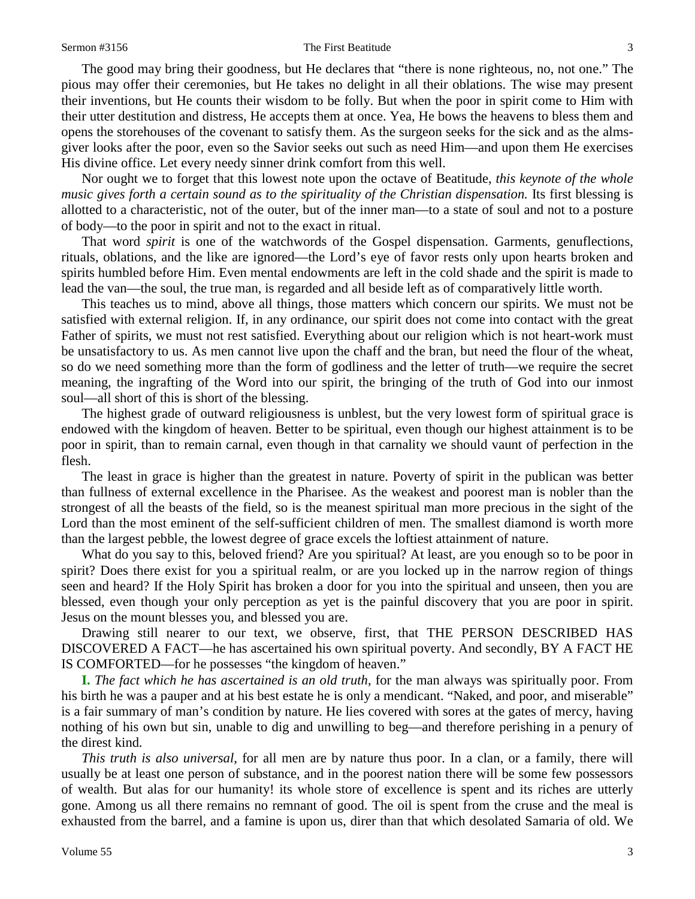The good may bring their goodness, but He declares that "there is none righteous, no, not one." The pious may offer their ceremonies, but He takes no delight in all their oblations. The wise may present their inventions, but He counts their wisdom to be folly. But when the poor in spirit come to Him with their utter destitution and distress, He accepts them at once. Yea, He bows the heavens to bless them and opens the storehouses of the covenant to satisfy them. As the surgeon seeks for the sick and as the alms-giver looks after the poor, even so the Savior seeks out such as need Him—and upon them He exercises His divine office. Let every needy sinner drink comfort from this well.

Nor ought we to forget that this lowest note upon the octave of Beatitude, *this keynote of the whole music gives forth a certain sound as to the spirituality of the Christian dispensation.* Its first blessing is allotted to a characteristic, not of the outer, but of the inner man—to a state of soul and not to a posture of body—to the poor in spirit and not to the exact in ritual.

That word *spirit* is one of the watchwords of the Gospel dispensation. Garments, genuflections, rituals, oblations, and the like are ignored—the Lord's eye of favor rests only upon hearts broken and spirits humbled before Him. Even mental endowments are left in the cold shade and the spirit is made to lead the van—the soul, the true man, is regarded and all beside left as of comparatively little worth.

This teaches us to mind, above all things, those matters which concern our spirits. We must not be satisfied with external religion. If, in any ordinance, our spirit does not come into contact with the great Father of spirits, we must not rest satisfied. Everything about our religion which is not heart-work must be unsatisfactory to us. As men cannot live upon the chaff and the bran, but need the flour of the wheat, so do we need something more than the form of godliness and the letter of truth—we require the secret meaning, the ingrafting of the Word into our spirit, the bringing of the truth of God into our inmost soul—all short of this is short of the blessing.

The highest grade of outward religiousness is unblest, but the very lowest form of spiritual grace is endowed with the kingdom of heaven. Better to be spiritual, even though our highest attainment is to be poor in spirit, than to remain carnal, even though in that carnality we should vaunt of perfection in the flesh.

The least in grace is higher than the greatest in nature. Poverty of spirit in the publican was better than fullness of external excellence in the Pharisee. As the weakest and poorest man is nobler than the strongest of all the beasts of the field, so is the meanest spiritual man more precious in the sight of the Lord than the most eminent of the self-sufficient children of men. The smallest diamond is worth more than the largest pebble, the lowest degree of grace excels the loftiest attainment of nature.

What do you say to this, beloved friend? Are you spiritual? At least, are you enough so to be poor in spirit? Does there exist for you a spiritual realm, or are you locked up in the narrow region of things seen and heard? If the Holy Spirit has broken a door for you into the spiritual and unseen, then you are blessed, even though your only perception as yet is the painful discovery that you are poor in spirit. Jesus on the mount blesses you, and blessed you are.

Drawing still nearer to our text, we observe, first, that THE PERSON DESCRIBED HAS DISCOVERED A FACT—he has ascertained his own spiritual poverty. And secondly, BY A FACT HE IS COMFORTED—for he possesses "the kingdom of heaven."

**I.** *The fact which he has ascertained is an old truth*, for the man always was spiritually poor. From his birth he was a pauper and at his best estate he is only a mendicant. "Naked, and poor, and miserable" is a fair summary of man's condition by nature. He lies covered with sores at the gates of mercy, having nothing of his own but sin, unable to dig and unwilling to beg—and therefore perishing in a penury of the direst kind.

*This truth is also universal*, for all men are by nature thus poor. In a clan, or a family, there will usually be at least one person of substance, and in the poorest nation there will be some few possessors of wealth. But alas for our humanity! its whole store of excellence is spent and its riches are utterly gone. Among us all there remains no remnant of good. The oil is spent from the cruse and the meal is exhausted from the barrel, and a famine is upon us, direr than that which desolated Samaria of old. We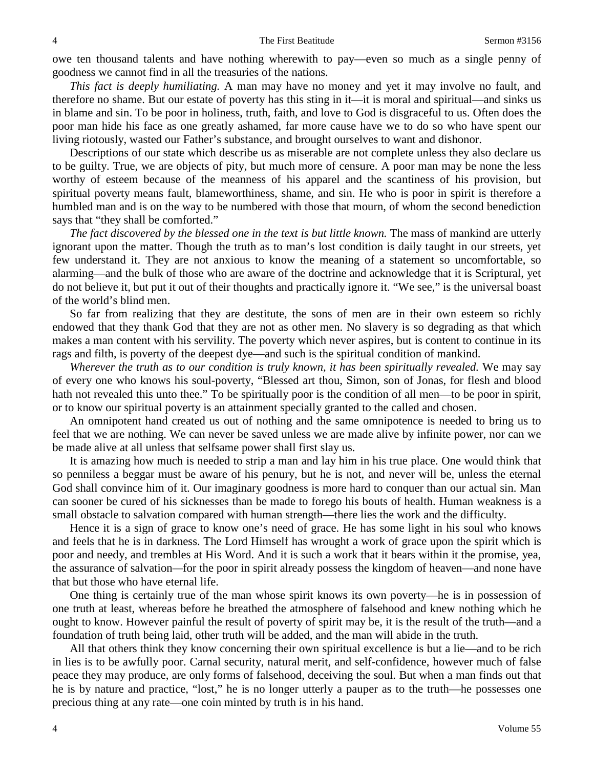owe ten thousand talents and have nothing wherewith to pay—even so much as a single penny of goodness we cannot find in all the treasuries of the nations.

*This fact is deeply humiliating.* A man may have no money and yet it may involve no fault, and therefore no shame. But our estate of poverty has this sting in it—it is moral and spiritual—and sinks us in blame and sin. To be poor in holiness, truth, faith, and love to God is disgraceful to us. Often does the poor man hide his face as one greatly ashamed, far more cause have we to do so who have spent our living riotously, wasted our Father's substance, and brought ourselves to want and dishonor.

Descriptions of our state which describe us as miserable are not complete unless they also declare us to be guilty. True, we are objects of pity, but much more of censure. A poor man may be none the less worthy of esteem because of the meanness of his apparel and the scantiness of his provision, but spiritual poverty means fault, blameworthiness, shame, and sin. He who is poor in spirit is therefore a humbled man and is on the way to be numbered with those that mourn, of whom the second benediction says that "they shall be comforted."

*The fact discovered by the blessed one in the text is but little known.* The mass of mankind are utterly ignorant upon the matter. Though the truth as to man's lost condition is daily taught in our streets, yet few understand it. They are not anxious to know the meaning of a statement so uncomfortable, so alarming—and the bulk of those who are aware of the doctrine and acknowledge that it is Scriptural, yet do not believe it, but put it out of their thoughts and practically ignore it. "We see," is the universal boast of the world's blind men.

So far from realizing that they are destitute, the sons of men are in their own esteem so richly endowed that they thank God that they are not as other men. No slavery is so degrading as that which makes a man content with his servility. The poverty which never aspires, but is content to continue in its rags and filth, is poverty of the deepest dye—and such is the spiritual condition of mankind.

*Wherever the truth as to our condition is truly known, it has been spiritually revealed.* We may say of every one who knows his soul-poverty, "Blessed art thou, Simon, son of Jonas, for flesh and blood hath not revealed this unto thee." To be spiritually poor is the condition of all men—to be poor in spirit, or to know our spiritual poverty is an attainment specially granted to the called and chosen.

An omnipotent hand created us out of nothing and the same omnipotence is needed to bring us to feel that we are nothing. We can never be saved unless we are made alive by infinite power, nor can we be made alive at all unless that selfsame power shall first slay us.

It is amazing how much is needed to strip a man and lay him in his true place. One would think that so penniless a beggar must be aware of his penury, but he is not, and never will be, unless the eternal God shall convince him of it. Our imaginary goodness is more hard to conquer than our actual sin. Man can sooner be cured of his sicknesses than be made to forego his bouts of health. Human weakness is a small obstacle to salvation compared with human strength—there lies the work and the difficulty.

Hence it is a sign of grace to know one's need of grace. He has some light in his soul who knows and feels that he is in darkness. The Lord Himself has wrought a work of grace upon the spirit which is poor and needy, and trembles at His Word. And it is such a work that it bears within it the promise, yea, the assurance of salvation—for the poor in spirit already possess the kingdom of heaven—and none have that but those who have eternal life.

One thing is certainly true of the man whose spirit knows its own poverty—he is in possession of one truth at least, whereas before he breathed the atmosphere of falsehood and knew nothing which he ought to know. However painful the result of poverty of spirit may be, it is the result of the truth—and a foundation of truth being laid, other truth will be added, and the man will abide in the truth.

All that others think they know concerning their own spiritual excellence is but a lie—and to be rich in lies is to be awfully poor. Carnal security, natural merit, and self-confidence, however much of false peace they may produce, are only forms of falsehood, deceiving the soul. But when a man finds out that he is by nature and practice, "lost," he is no longer utterly a pauper as to the truth—he possesses one precious thing at any rate—one coin minted by truth is in his hand.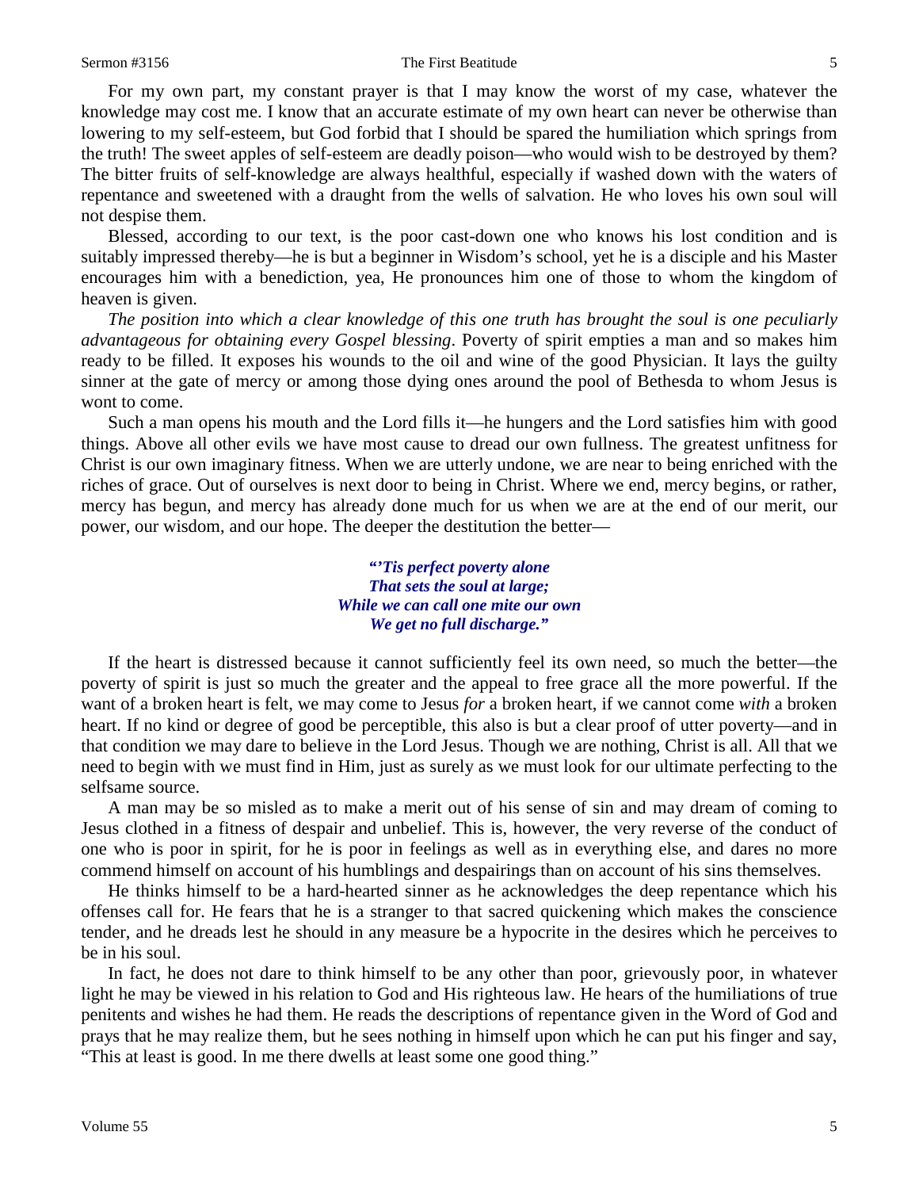For my own part, my constant prayer is that I may know the worst of my case, whatever the knowledge may cost me. I know that an accurate estimate of my own heart can never be otherwise than lowering to my self-esteem, but God forbid that I should be spared the humiliation which springs from the truth! The sweet apples of self-esteem are deadly poison—who would wish to be destroyed by them? The bitter fruits of self-knowledge are always healthful, especially if washed down with the waters of repentance and sweetened with a draught from the wells of salvation. He who loves his own soul will not despise them.

Blessed, according to our text, is the poor cast-down one who knows his lost condition and is suitably impressed thereby—he is but a beginner in Wisdom's school, yet he is a disciple and his Master encourages him with a benediction, yea, He pronounces him one of those to whom the kingdom of heaven is given.

*The position into which a clear knowledge of this one truth has brought the soul is one peculiarly advantageous for obtaining every Gospel blessing*. Poverty of spirit empties a man and so makes him ready to be filled. It exposes his wounds to the oil and wine of the good Physician. It lays the guilty sinner at the gate of mercy or among those dying ones around the pool of Bethesda to whom Jesus is wont to come.

Such a man opens his mouth and the Lord fills it—he hungers and the Lord satisfies him with good things. Above all other evils we have most cause to dread our own fullness. The greatest unfitness for Christ is our own imaginary fitness. When we are utterly undone, we are near to being enriched with the riches of grace. Out of ourselves is next door to being in Christ. Where we end, mercy begins, or rather, mercy has begun, and mercy has already done much for us when we are at the end of our merit, our power, our wisdom, and our hope. The deeper the destitution the better—

> ***"'Tis perfect poverty alone***
> ***That sets the soul at large;***
> ***While we can call one mite our own***
> ***We get no full discharge."***

If the heart is distressed because it cannot sufficiently feel its own need, so much the better—the poverty of spirit is just so much the greater and the appeal to free grace all the more powerful. If the want of a broken heart is felt, we may come to Jesus *for* a broken heart, if we cannot come *with* a broken heart. If no kind or degree of good be perceptible, this also is but a clear proof of utter poverty—and in that condition we may dare to believe in the Lord Jesus. Though we are nothing, Christ is all. All that we need to begin with we must find in Him, just as surely as we must look for our ultimate perfecting to the selfsame source.

A man may be so misled as to make a merit out of his sense of sin and may dream of coming to Jesus clothed in a fitness of despair and unbelief. This is, however, the very reverse of the conduct of one who is poor in spirit, for he is poor in feelings as well as in everything else, and dares no more commend himself on account of his humblings and despairings than on account of his sins themselves.

He thinks himself to be a hard-hearted sinner as he acknowledges the deep repentance which his offenses call for. He fears that he is a stranger to that sacred quickening which makes the conscience tender, and he dreads lest he should in any measure be a hypocrite in the desires which he perceives to be in his soul.

In fact, he does not dare to think himself to be any other than poor, grievously poor, in whatever light he may be viewed in his relation to God and His righteous law. He hears of the humiliations of true penitents and wishes he had them. He reads the descriptions of repentance given in the Word of God and prays that he may realize them, but he sees nothing in himself upon which he can put his finger and say, "This at least is good. In me there dwells at least some one good thing."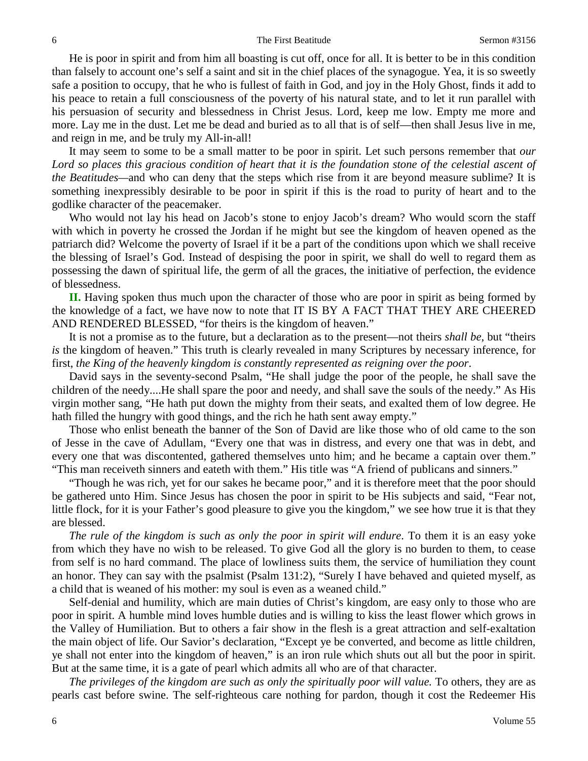He is poor in spirit and from him all boasting is cut off, once for all. It is better to be in this condition than falsely to account one's self a saint and sit in the chief places of the synagogue. Yea, it is so sweetly safe a position to occupy, that he who is fullest of faith in God, and joy in the Holy Ghost, finds it add to his peace to retain a full consciousness of the poverty of his natural state, and to let it run parallel with his persuasion of security and blessedness in Christ Jesus. Lord, keep me low. Empty me more and more. Lay me in the dust. Let me be dead and buried as to all that is of self—then shall Jesus live in me, and reign in me, and be truly my All-in-all!

It may seem to some to be a small matter to be poor in spirit. Let such persons remember that *our Lord so places this gracious condition of heart that it is the foundation stone of the celestial ascent of the Beatitudes*—and who can deny that the steps which rise from it are beyond measure sublime? It is something inexpressibly desirable to be poor in spirit if this is the road to purity of heart and to the godlike character of the peacemaker.

Who would not lay his head on Jacob's stone to enjoy Jacob's dream? Who would scorn the staff with which in poverty he crossed the Jordan if he might but see the kingdom of heaven opened as the patriarch did? Welcome the poverty of Israel if it be a part of the conditions upon which we shall receive the blessing of Israel's God. Instead of despising the poor in spirit, we shall do well to regard them as possessing the dawn of spiritual life, the germ of all the graces, the initiative of perfection, the evidence of blessedness.

**II.** Having spoken thus much upon the character of those who are poor in spirit as being formed by the knowledge of a fact, we have now to note that IT IS BY A FACT THAT THEY ARE CHEERED AND RENDERED BLESSED, "for theirs is the kingdom of heaven."

It is not a promise as to the future, but a declaration as to the present—not theirs *shall be*, but "theirs *is* the kingdom of heaven." This truth is clearly revealed in many Scriptures by necessary inference, for first, *the King of the heavenly kingdom is constantly represented as reigning over the poor*.

David says in the seventy-second Psalm, "He shall judge the poor of the people, he shall save the children of the needy....He shall spare the poor and needy, and shall save the souls of the needy." As His virgin mother sang, "He hath put down the mighty from their seats, and exalted them of low degree. He hath filled the hungry with good things, and the rich he hath sent away empty."

Those who enlist beneath the banner of the Son of David are like those who of old came to the son of Jesse in the cave of Adullam, "Every one that was in distress, and every one that was in debt, and every one that was discontented, gathered themselves unto him; and he became a captain over them." "This man receiveth sinners and eateth with them." His title was "A friend of publicans and sinners."

"Though he was rich, yet for our sakes he became poor," and it is therefore meet that the poor should be gathered unto Him. Since Jesus has chosen the poor in spirit to be His subjects and said, "Fear not, little flock, for it is your Father's good pleasure to give you the kingdom," we see how true it is that they are blessed.

*The rule of the kingdom is such as only the poor in spirit will endure*. To them it is an easy yoke from which they have no wish to be released. To give God all the glory is no burden to them, to cease from self is no hard command. The place of lowliness suits them, the service of humiliation they count an honor. They can say with the psalmist (Psalm 131:2), "Surely I have behaved and quieted myself, as a child that is weaned of his mother: my soul is even as a weaned child."

Self-denial and humility, which are main duties of Christ's kingdom, are easy only to those who are poor in spirit. A humble mind loves humble duties and is willing to kiss the least flower which grows in the Valley of Humiliation. But to others a fair show in the flesh is a great attraction and self-exaltation the main object of life. Our Savior's declaration, "Except ye be converted, and become as little children, ye shall not enter into the kingdom of heaven," is an iron rule which shuts out all but the poor in spirit. But at the same time, it is a gate of pearl which admits all who are of that character.

*The privileges of the kingdom are such as only the spiritually poor will value.* To others, they are as pearls cast before swine. The self-righteous care nothing for pardon, though it cost the Redeemer His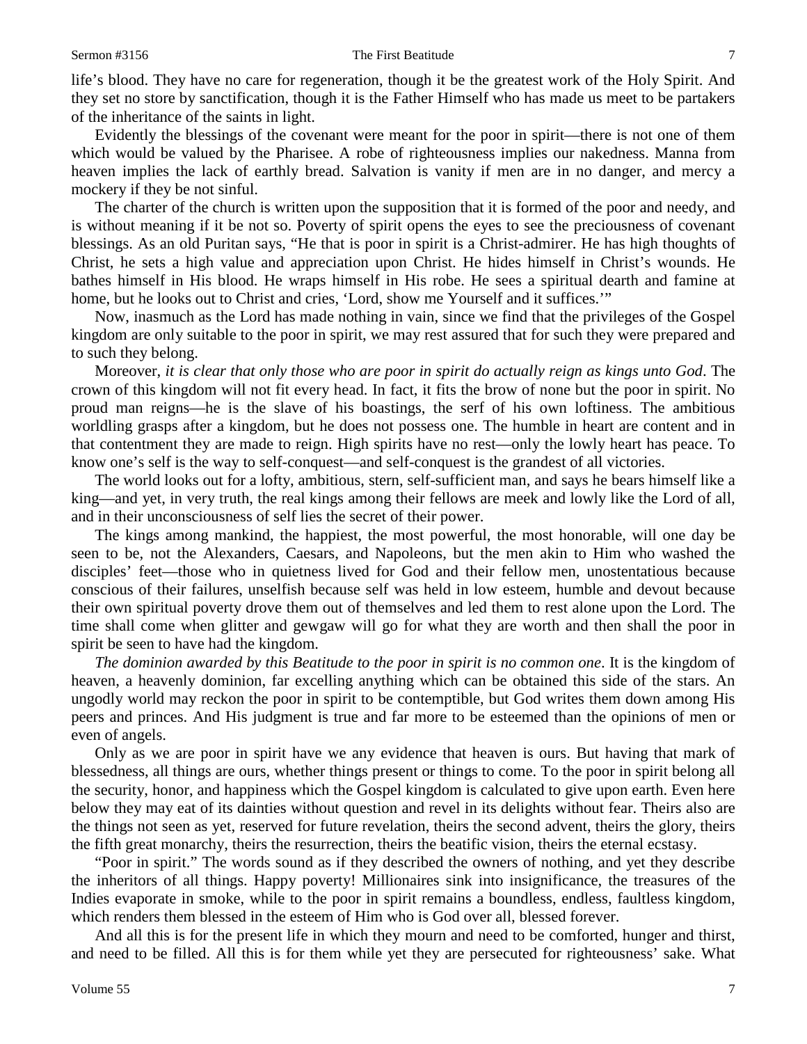life's blood. They have no care for regeneration, though it be the greatest work of the Holy Spirit. And they set no store by sanctification, though it is the Father Himself who has made us meet to be partakers of the inheritance of the saints in light.

Evidently the blessings of the covenant were meant for the poor in spirit—there is not one of them which would be valued by the Pharisee. A robe of righteousness implies our nakedness. Manna from heaven implies the lack of earthly bread. Salvation is vanity if men are in no danger, and mercy a mockery if they be not sinful.

The charter of the church is written upon the supposition that it is formed of the poor and needy, and is without meaning if it be not so. Poverty of spirit opens the eyes to see the preciousness of covenant blessings. As an old Puritan says, "He that is poor in spirit is a Christ-admirer. He has high thoughts of Christ, he sets a high value and appreciation upon Christ. He hides himself in Christ's wounds. He bathes himself in His blood. He wraps himself in His robe. He sees a spiritual dearth and famine at home, but he looks out to Christ and cries, 'Lord, show me Yourself and it suffices.'"

Now, inasmuch as the Lord has made nothing in vain, since we find that the privileges of the Gospel kingdom are only suitable to the poor in spirit, we may rest assured that for such they were prepared and to such they belong.

Moreover, *it is clear that only those who are poor in spirit do actually reign as kings unto God*. The crown of this kingdom will not fit every head. In fact, it fits the brow of none but the poor in spirit. No proud man reigns—he is the slave of his boastings, the serf of his own loftiness. The ambitious worldling grasps after a kingdom, but he does not possess one. The humble in heart are content and in that contentment they are made to reign. High spirits have no rest—only the lowly heart has peace. To know one's self is the way to self-conquest—and self-conquest is the grandest of all victories.

The world looks out for a lofty, ambitious, stern, self-sufficient man, and says he bears himself like a king—and yet, in very truth, the real kings among their fellows are meek and lowly like the Lord of all, and in their unconsciousness of self lies the secret of their power.

The kings among mankind, the happiest, the most powerful, the most honorable, will one day be seen to be, not the Alexanders, Caesars, and Napoleons, but the men akin to Him who washed the disciples' feet—those who in quietness lived for God and their fellow men, unostentatious because conscious of their failures, unselfish because self was held in low esteem, humble and devout because their own spiritual poverty drove them out of themselves and led them to rest alone upon the Lord. The time shall come when glitter and gewgaw will go for what they are worth and then shall the poor in spirit be seen to have had the kingdom.

*The dominion awarded by this Beatitude to the poor in spirit is no common one*. It is the kingdom of heaven, a heavenly dominion, far excelling anything which can be obtained this side of the stars. An ungodly world may reckon the poor in spirit to be contemptible, but God writes them down among His peers and princes. And His judgment is true and far more to be esteemed than the opinions of men or even of angels.

Only as we are poor in spirit have we any evidence that heaven is ours. But having that mark of blessedness, all things are ours, whether things present or things to come. To the poor in spirit belong all the security, honor, and happiness which the Gospel kingdom is calculated to give upon earth. Even here below they may eat of its dainties without question and revel in its delights without fear. Theirs also are the things not seen as yet, reserved for future revelation, theirs the second advent, theirs the glory, theirs the fifth great monarchy, theirs the resurrection, theirs the beatific vision, theirs the eternal ecstasy.

"Poor in spirit." The words sound as if they described the owners of nothing, and yet they describe the inheritors of all things. Happy poverty! Millionaires sink into insignificance, the treasures of the Indies evaporate in smoke, while to the poor in spirit remains a boundless, endless, faultless kingdom, which renders them blessed in the esteem of Him who is God over all, blessed forever.

And all this is for the present life in which they mourn and need to be comforted, hunger and thirst, and need to be filled. All this is for them while yet they are persecuted for righteousness' sake. What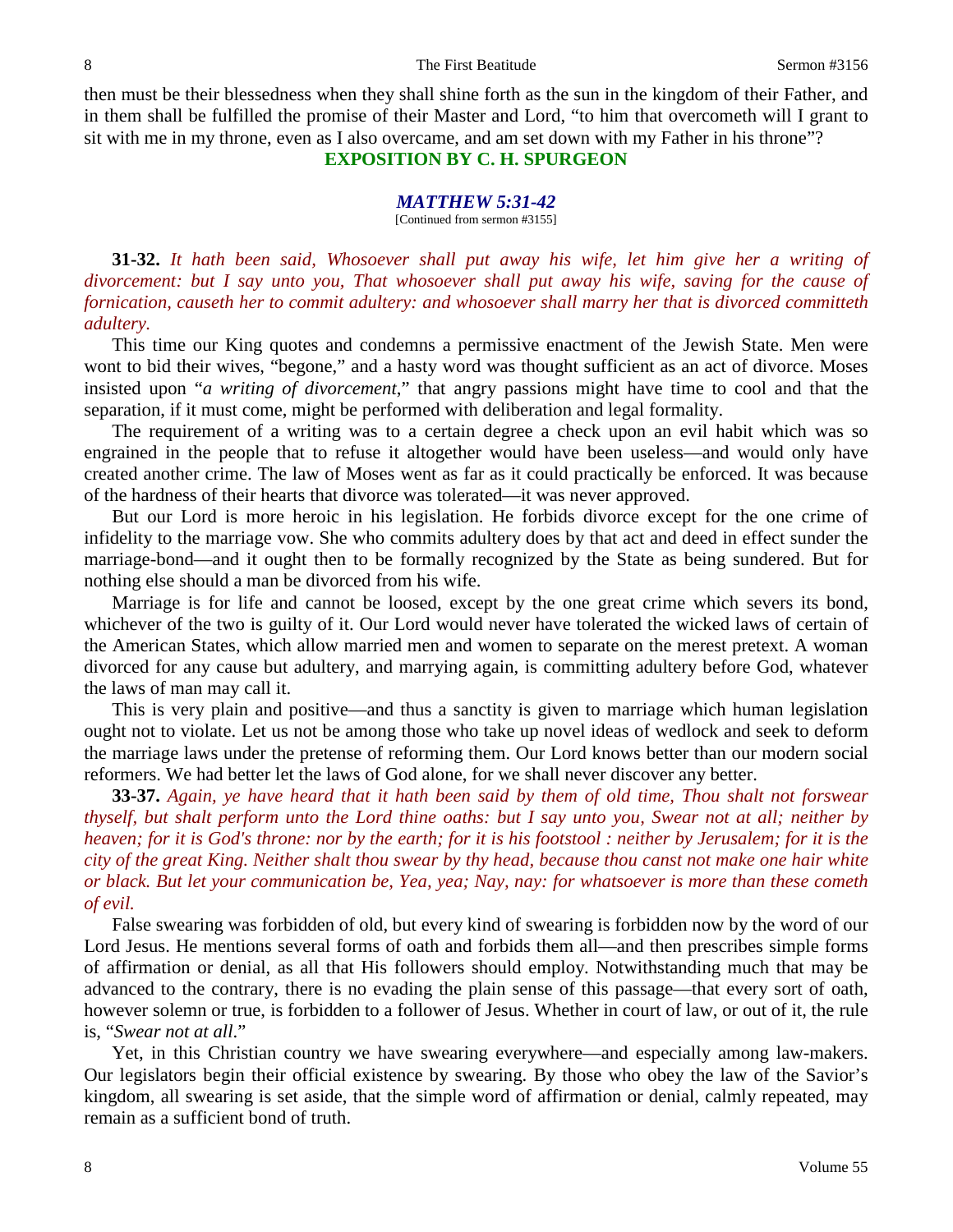then must be their blessedness when they shall shine forth as the sun in the kingdom of their Father, and in them shall be fulfilled the promise of their Master and Lord, "to him that overcometh will I grant to sit with me in my throne, even as I also overcame, and am set down with my Father in his throne"?

## EXPOSITION BY C. H. SPURGEON

### *MATTHEW 5:31-42*

[Continued from sermon #3155]

**31-32.** *It hath been said, Whosoever shall put away his wife, let him give her a writing of divorcement: but I say unto you, That whosoever shall put away his wife, saving for the cause of fornication, causeth her to commit adultery: and whosoever shall marry her that is divorced committeth adultery.*

This time our King quotes and condemns a permissive enactment of the Jewish State. Men were wont to bid their wives, "begone," and a hasty word was thought sufficient as an act of divorce. Moses insisted upon "*a writing of divorcement,*" that angry passions might have time to cool and that the separation, if it must come, might be performed with deliberation and legal formality.

The requirement of a writing was to a certain degree a check upon an evil habit which was so engrained in the people that to refuse it altogether would have been useless—and would only have created another crime. The law of Moses went as far as it could practically be enforced. It was because of the hardness of their hearts that divorce was tolerated—it was never approved.

But our Lord is more heroic in his legislation. He forbids divorce except for the one crime of infidelity to the marriage vow. She who commits adultery does by that act and deed in effect sunder the marriage-bond—and it ought then to be formally recognized by the State as being sundered. But for nothing else should a man be divorced from his wife.

Marriage is for life and cannot be loosed, except by the one great crime which severs its bond, whichever of the two is guilty of it. Our Lord would never have tolerated the wicked laws of certain of the American States, which allow married men and women to separate on the merest pretext. A woman divorced for any cause but adultery, and marrying again, is committing adultery before God, whatever the laws of man may call it.

This is very plain and positive—and thus a sanctity is given to marriage which human legislation ought not to violate. Let us not be among those who take up novel ideas of wedlock and seek to deform the marriage laws under the pretense of reforming them. Our Lord knows better than our modern social reformers. We had better let the laws of God alone, for we shall never discover any better.

**33-37.** *Again, ye have heard that it hath been said by them of old time, Thou shalt not forswear thyself, but shalt perform unto the Lord thine oaths: but I say unto you, Swear not at all; neither by heaven; for it is God's throne: nor by the earth; for it is his footstool : neither by Jerusalem; for it is the city of the great King. Neither shalt thou swear by thy head, because thou canst not make one hair white or black. But let your communication be, Yea, yea; Nay, nay: for whatsoever is more than these cometh of evil.*

False swearing was forbidden of old, but every kind of swearing is forbidden now by the word of our Lord Jesus. He mentions several forms of oath and forbids them all—and then prescribes simple forms of affirmation or denial, as all that His followers should employ. Notwithstanding much that may be advanced to the contrary, there is no evading the plain sense of this passage—that every sort of oath, however solemn or true, is forbidden to a follower of Jesus. Whether in court of law, or out of it, the rule is, "*Swear not at all*."

Yet, in this Christian country we have swearing everywhere—and especially among law-makers. Our legislators begin their official existence by swearing. By those who obey the law of the Savior's kingdom, all swearing is set aside, that the simple word of affirmation or denial, calmly repeated, may remain as a sufficient bond of truth.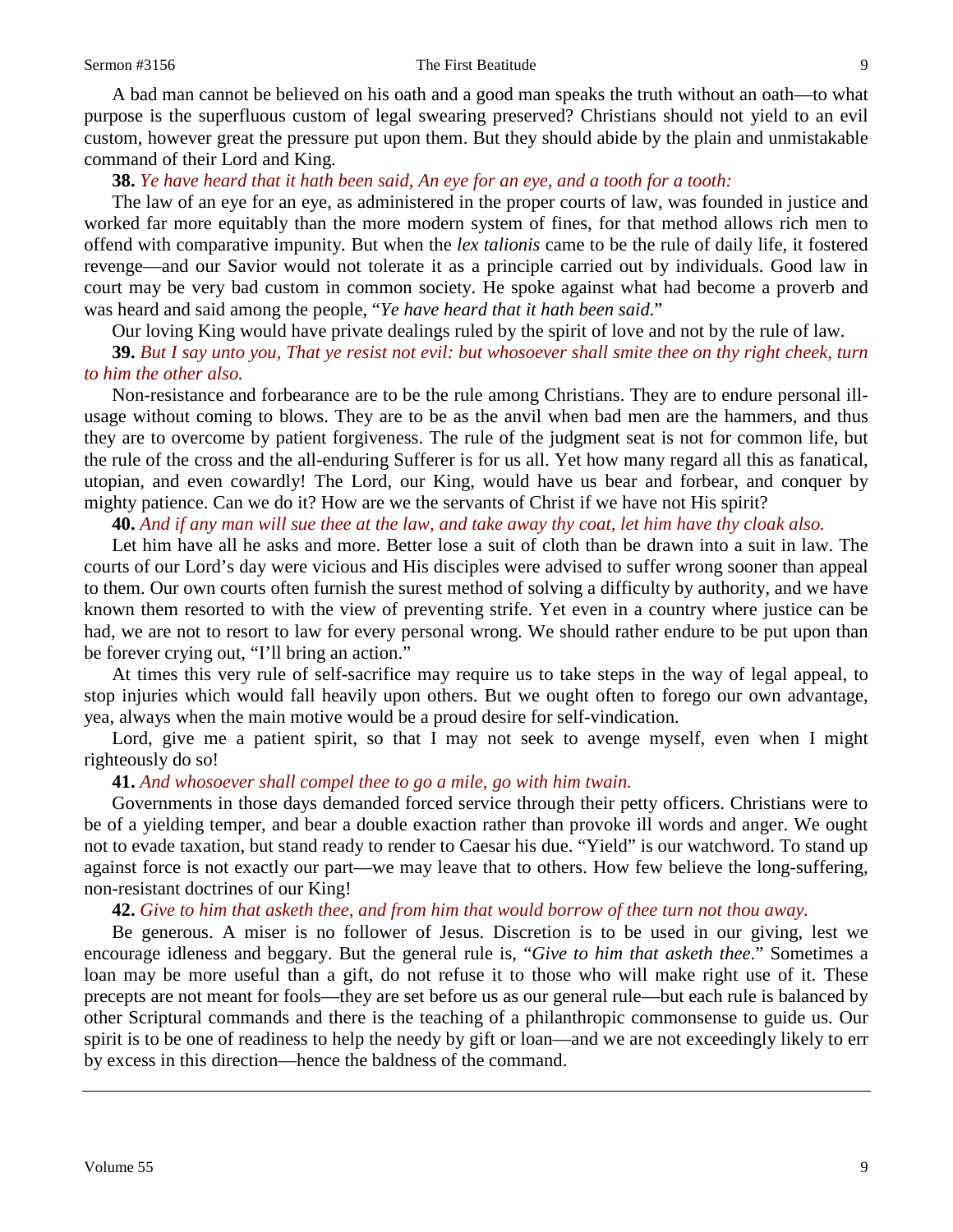A bad man cannot be believed on his oath and a good man speaks the truth without an oath—to what purpose is the superfluous custom of legal swearing preserved? Christians should not yield to an evil custom, however great the pressure put upon them. But they should abide by the plain and unmistakable command of their Lord and King.

**38.** *Ye have heard that it hath been said, An eye for an eye, and a tooth for a tooth:*

The law of an eye for an eye, as administered in the proper courts of law, was founded in justice and worked far more equitably than the more modern system of fines, for that method allows rich men to offend with comparative impunity. But when the *lex talionis* came to be the rule of daily life, it fostered revenge—and our Savior would not tolerate it as a principle carried out by individuals. Good law in court may be very bad custom in common society. He spoke against what had become a proverb and was heard and said among the people, "*Ye have heard that it hath been said.*"

Our loving King would have private dealings ruled by the spirit of love and not by the rule of law.

**39.** *But I say unto you, That ye resist not evil: but whosoever shall smite thee on thy right cheek, turn to him the other also.*

Non-resistance and forbearance are to be the rule among Christians. They are to endure personal ill-usage without coming to blows. They are to be as the anvil when bad men are the hammers, and thus they are to overcome by patient forgiveness. The rule of the judgment seat is not for common life, but the rule of the cross and the all-enduring Sufferer is for us all. Yet how many regard all this as fanatical, utopian, and even cowardly! The Lord, our King, would have us bear and forbear, and conquer by mighty patience. Can we do it? How are we the servants of Christ if we have not His spirit?

**40.** *And if any man will sue thee at the law, and take away thy coat, let him have thy cloak also.*

Let him have all he asks and more. Better lose a suit of cloth than be drawn into a suit in law. The courts of our Lord's day were vicious and His disciples were advised to suffer wrong sooner than appeal to them. Our own courts often furnish the surest method of solving a difficulty by authority, and we have known them resorted to with the view of preventing strife. Yet even in a country where justice can be had, we are not to resort to law for every personal wrong. We should rather endure to be put upon than be forever crying out, "I'll bring an action."

At times this very rule of self-sacrifice may require us to take steps in the way of legal appeal, to stop injuries which would fall heavily upon others. But we ought often to forego our own advantage, yea, always when the main motive would be a proud desire for self-vindication.

Lord, give me a patient spirit, so that I may not seek to avenge myself, even when I might righteously do so!

**41.** *And whosoever shall compel thee to go a mile, go with him twain.*

Governments in those days demanded forced service through their petty officers. Christians were to be of a yielding temper, and bear a double exaction rather than provoke ill words and anger. We ought not to evade taxation, but stand ready to render to Caesar his due. "Yield" is our watchword. To stand up against force is not exactly our part—we may leave that to others. How few believe the long-suffering, non-resistant doctrines of our King!

**42.** *Give to him that asketh thee, and from him that would borrow of thee turn not thou away.*

Be generous. A miser is no follower of Jesus. Discretion is to be used in our giving, lest we encourage idleness and beggary. But the general rule is, "*Give to him that asketh thee.*" Sometimes a loan may be more useful than a gift, do not refuse it to those who will make right use of it. These precepts are not meant for fools—they are set before us as our general rule—but each rule is balanced by other Scriptural commands and there is the teaching of a philanthropic commonsense to guide us. Our spirit is to be one of readiness to help the needy by gift or loan—and we are not exceedingly likely to err by excess in this direction—hence the baldness of the command.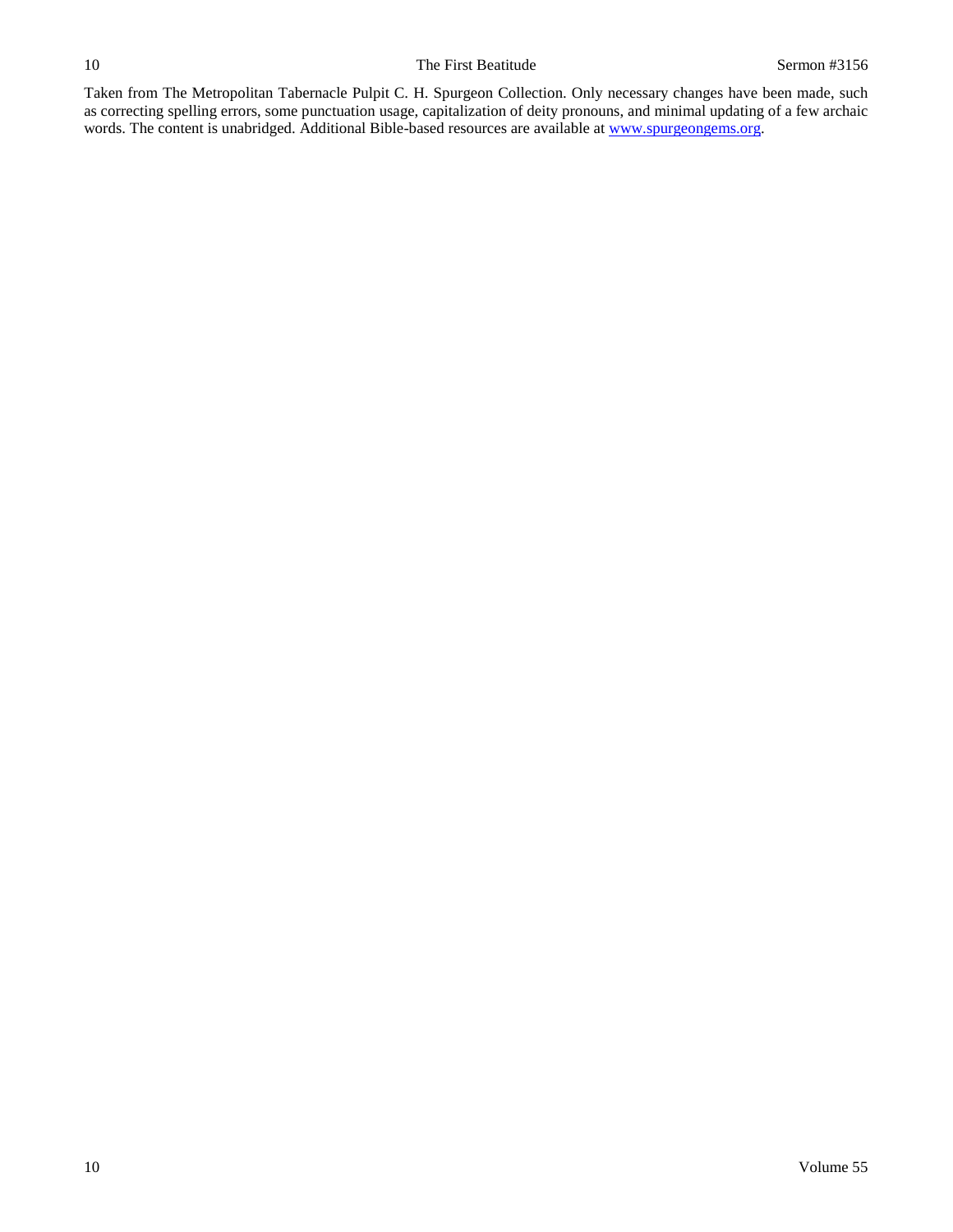Taken from The Metropolitan Tabernacle Pulpit C. H. Spurgeon Collection. Only necessary changes have been made, such as correcting spelling errors, some punctuation usage, capitalization of deity pronouns, and minimal updating of a few archaic words. The content is unabridged. Additional Bible-based resources are available at [www.spurgeongems.org](http://www.spurgeongems.org).